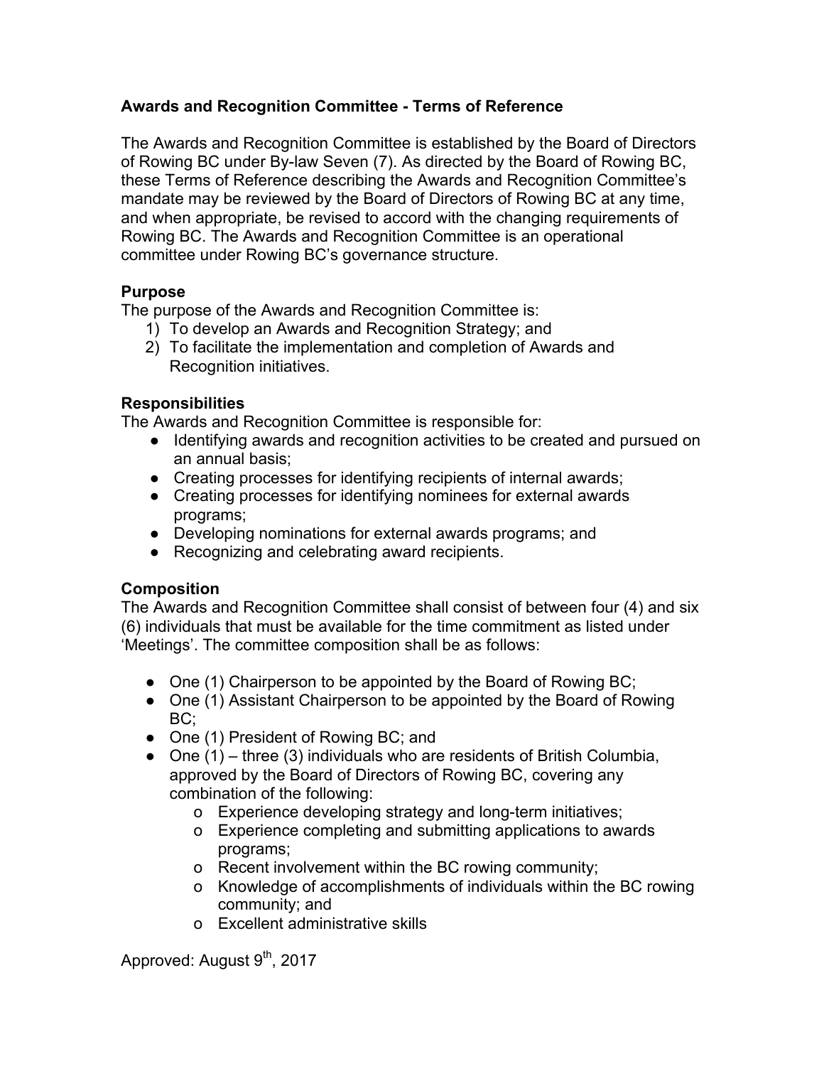# Awards and Recognition Committee - Terms of Reference

The Awards and Recognition Committee is established by the Board of Directors of Rowing BC under By-law Seven (7). As directed by the Board of Rowing BC, these Terms of Reference describing the Awards and Recognition Committee's mandate may be reviewed by the Board of Directors of Rowing BC at any time, and when appropriate, be revised to accord with the changing requirements of Rowing BC. The Awards and Recognition Committee is an operational committee under Rowing BC's governance structure.

## Purpose

The purpose of the Awards and Recognition Committee is:

1) To develop an Awards and Recognition Strategy; and
2) To facilitate the implementation and completion of Awards and Recognition initiatives.

## Responsibilities

The Awards and Recognition Committee is responsible for:

- Identifying awards and recognition activities to be created and pursued on an annual basis;
- Creating processes for identifying recipients of internal awards;
- Creating processes for identifying nominees for external awards programs;
- Developing nominations for external awards programs; and
- Recognizing and celebrating award recipients.

## Composition

The Awards and Recognition Committee shall consist of between four (4) and six (6) individuals that must be available for the time commitment as listed under 'Meetings'. The committee composition shall be as follows:

- One (1) Chairperson to be appointed by the Board of Rowing BC;
- One (1) Assistant Chairperson to be appointed by the Board of Rowing BC;
- One (1) President of Rowing BC; and
- One (1) – three (3) individuals who are residents of British Columbia, approved by the Board of Directors of Rowing BC, covering any combination of the following:
  - Experience developing strategy and long-term initiatives;
  - Experience completing and submitting applications to awards programs;
  - Recent involvement within the BC rowing community;
  - Knowledge of accomplishments of individuals within the BC rowing community; and
  - Excellent administrative skills

Approved: August 9th, 2017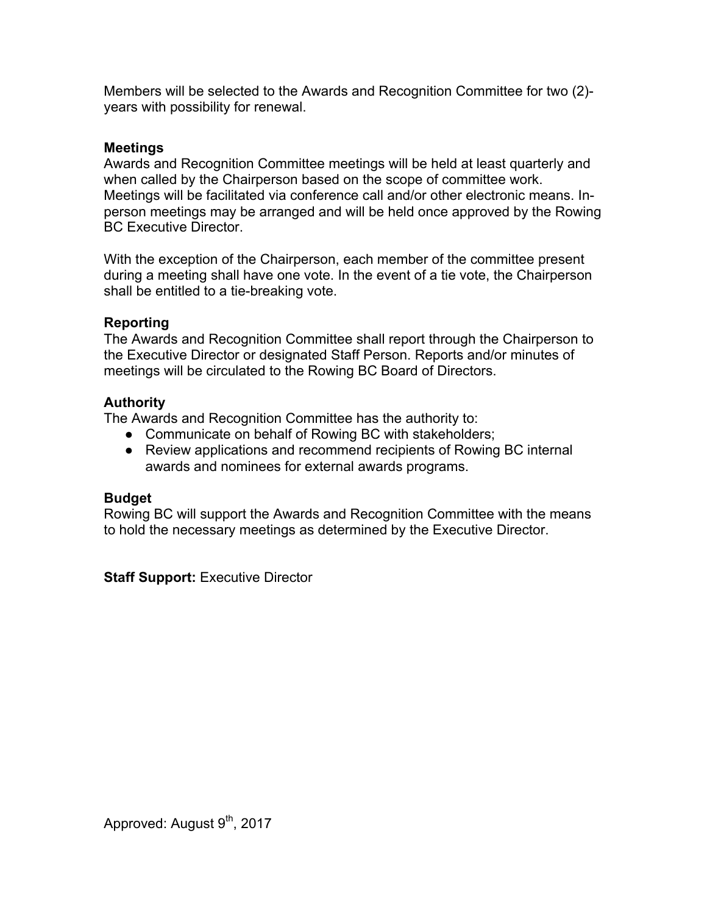Members will be selected to the Awards and Recognition Committee for two (2)-years with possibility for renewal.

**Meetings**

Awards and Recognition Committee meetings will be held at least quarterly and when called by the Chairperson based on the scope of committee work. Meetings will be facilitated via conference call and/or other electronic means. In-person meetings may be arranged and will be held once approved by the Rowing BC Executive Director.

With the exception of the Chairperson, each member of the committee present during a meeting shall have one vote. In the event of a tie vote, the Chairperson shall be entitled to a tie-breaking vote.

**Reporting**

The Awards and Recognition Committee shall report through the Chairperson to the Executive Director or designated Staff Person. Reports and/or minutes of meetings will be circulated to the Rowing BC Board of Directors.

**Authority**

The Awards and Recognition Committee has the authority to:

- Communicate on behalf of Rowing BC with stakeholders;
- Review applications and recommend recipients of Rowing BC internal awards and nominees for external awards programs.

**Budget**

Rowing BC will support the Awards and Recognition Committee with the means to hold the necessary meetings as determined by the Executive Director.

**Staff Support:** Executive Director

Approved: August 9th, 2017